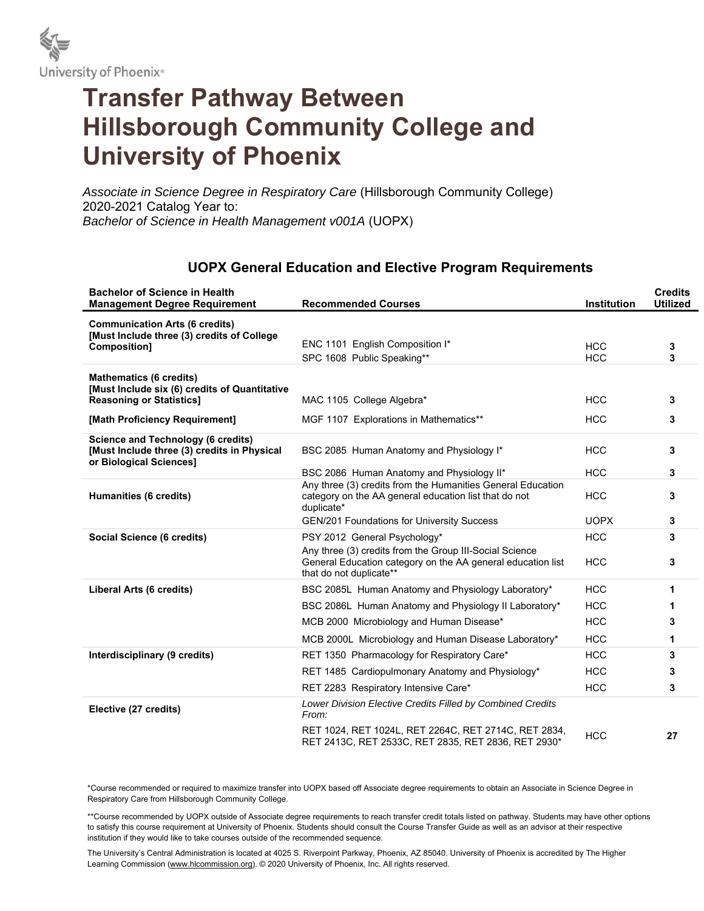University of Phoenix®

# Transfer Pathway Between Hillsborough Community College and University of Phoenix

*Associate in Science Degree in Respiratory Care* (Hillsborough Community College)
2020-2021 Catalog Year to:
*Bachelor of Science in Health Management v001A* (UOPX)

## UOPX General Education and Elective Program Requirements

| Bachelor of Science in Health Management Degree Requirement | Recommended Courses | Institution | Credits Utilized |
|---|---|---|---|
| **Communication Arts (6 credits) [Must Include three (3) credits of College Composition]** | ENC 1101 English Composition I* | HCC | 3 |
| | SPC 1608 Public Speaking** | HCC | 3 |
| **Mathematics (6 credits) [Must Include six (6) credits of Quantitative Reasoning or Statistics]** | MAC 1105 College Algebra* | HCC | 3 |
| **[Math Proficiency Requirement]** | MGF 1107 Explorations in Mathematics** | HCC | 3 |
| **Science and Technology (6 credits) [Must Include three (3) credits in Physical or Biological Sciences]** | BSC 2085 Human Anatomy and Physiology I* | HCC | 3 |
| | BSC 2086 Human Anatomy and Physiology II* | HCC | 3 |
| **Humanities (6 credits)** | Any three (3) credits from the Humanities General Education category on the AA general education list that do not duplicate* | HCC | 3 |
| | GEN/201 Foundations for University Success | UOPX | 3 |
| **Social Science (6 credits)** | PSY 2012 General Psychology* | HCC | 3 |
| | Any three (3) credits from the Group III-Social Science General Education category on the AA general education list that do not duplicate** | HCC | 3 |
| **Liberal Arts (6 credits)** | BSC 2085L Human Anatomy and Physiology Laboratory* | HCC | 1 |
| | BSC 2086L Human Anatomy and Physiology II Laboratory* | HCC | 1 |
| | MCB 2000 Microbiology and Human Disease* | HCC | 3 |
| | MCB 2000L Microbiology and Human Disease Laboratory* | HCC | 1 |
| **Interdisciplinary (9 credits)** | RET 1350 Pharmacology for Respiratory Care* | HCC | 3 |
| | RET 1485 Cardiopulmonary Anatomy and Physiology* | HCC | 3 |
| | RET 2283 Respiratory Intensive Care* | HCC | 3 |
| **Elective (27 credits)** | *Lower Division Elective Credits Filled by Combined Credits From:* RET 1024, RET 1024L, RET 2264C, RET 2714C, RET 2834, RET 2413C, RET 2533C, RET 2835, RET 2836, RET 2930* | HCC | 27 |

*Course recommended or required to maximize transfer into UOPX based off Associate degree requirements to obtain an Associate in Science Degree in Respiratory Care from Hillsborough Community College.

**Course recommended by UOPX outside of Associate degree requirements to reach transfer credit totals listed on pathway. Students may have other options to satisfy this course requirement at University of Phoenix. Students should consult the Course Transfer Guide as well as an advisor at their respective institution if they would like to take courses outside of the recommended sequence.

The University's Central Administration is located at 4025 S. Riverpoint Parkway, Phoenix, AZ 85040. University of Phoenix is accredited by The Higher Learning Commission (www.hlcommission.org). © 2020 University of Phoenix, Inc. All rights reserved.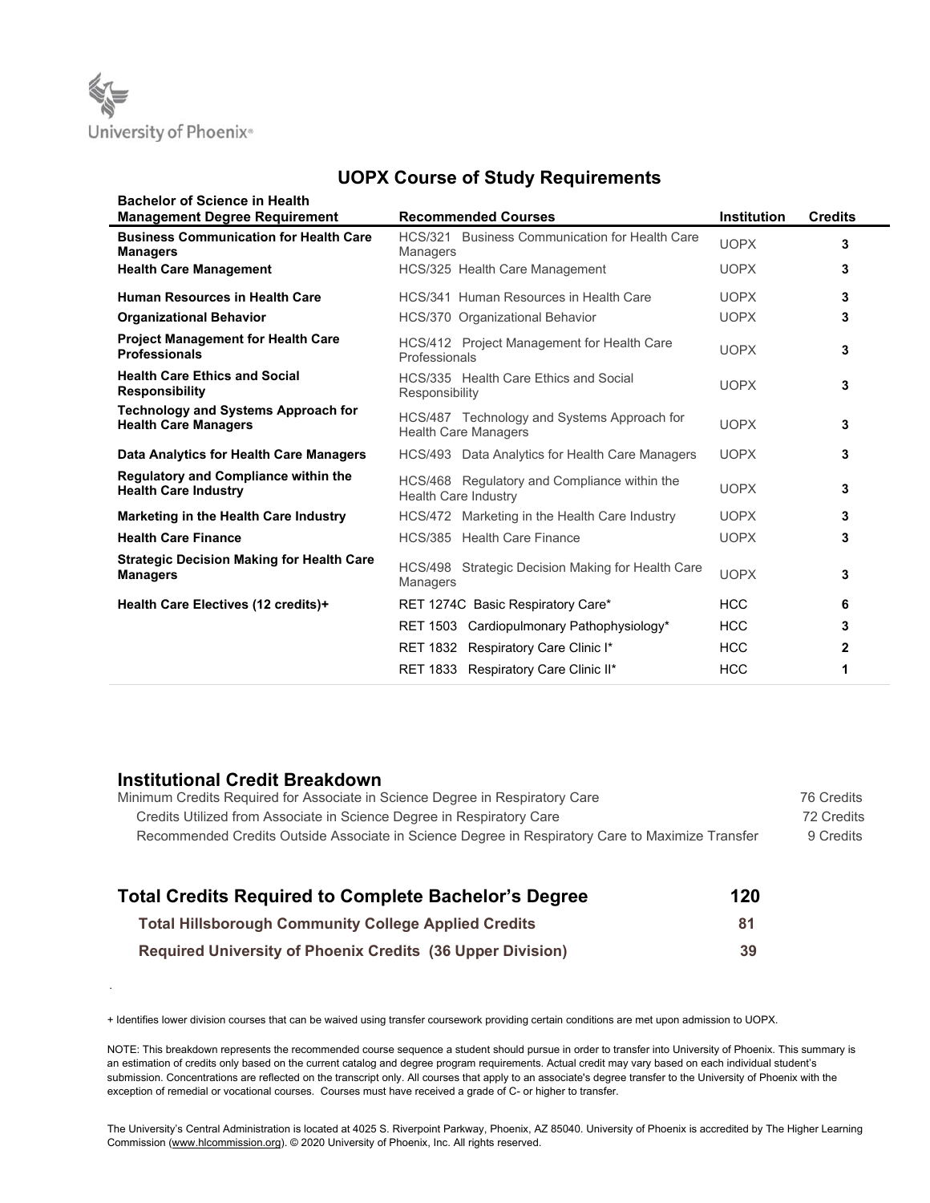University of Phoenix®

## UOPX Course of Study Requirements

| Bachelor of Science in Health Management Degree Requirement | Recommended Courses | Institution | Credits |
|---|---|---|---|
| **Business Communication for Health Care Managers** | HCS/321 Business Communication for Health Care Managers | UOPX | **3** |
| **Health Care Management** | HCS/325 Health Care Management | UOPX | **3** |
| **Human Resources in Health Care** | HCS/341 Human Resources in Health Care | UOPX | **3** |
| **Organizational Behavior** | HCS/370 Organizational Behavior | UOPX | **3** |
| **Project Management for Health Care Professionals** | HCS/412 Project Management for Health Care Professionals | UOPX | **3** |
| **Health Care Ethics and Social Responsibility** | HCS/335 Health Care Ethics and Social Responsibility | UOPX | **3** |
| **Technology and Systems Approach for Health Care Managers** | HCS/487 Technology and Systems Approach for Health Care Managers | UOPX | **3** |
| **Data Analytics for Health Care Managers** | HCS/493 Data Analytics for Health Care Managers | UOPX | **3** |
| **Regulatory and Compliance within the Health Care Industry** | HCS/468 Regulatory and Compliance within the Health Care Industry | UOPX | **3** |
| **Marketing in the Health Care Industry** | HCS/472 Marketing in the Health Care Industry | UOPX | **3** |
| **Health Care Finance** | HCS/385 Health Care Finance | UOPX | **3** |
| **Strategic Decision Making for Health Care Managers** | HCS/498 Strategic Decision Making for Health Care Managers | UOPX | **3** |
| **Health Care Electives (12 credits)+** | RET 1274C Basic Respiratory Care* | HCC | **6** |
| | RET 1503 Cardiopulmonary Pathophysiology* | HCC | **3** |
| | RET 1832 Respiratory Care Clinic I* | HCC | **2** |
| | RET 1833 Respiratory Care Clinic II* | HCC | **1** |

### Institutional Credit Breakdown

| | |
|---|---|
| Minimum Credits Required for Associate in Science Degree in Respiratory Care | 76 Credits |
| Credits Utilized from Associate in Science Degree in Respiratory Care | 72 Credits |
| Recommended Credits Outside Associate in Science Degree in Respiratory Care to Maximize Transfer | 9 Credits |

| | |
|---|---|
| **Total Credits Required to Complete Bachelor's Degree** | **120** |
| **Total Hillsborough Community College Applied Credits** | **81** |
| **Required University of Phoenix Credits (36 Upper Division)** | **39** |

+ Identifies lower division courses that can be waived using transfer coursework providing certain conditions are met upon admission to UOPX.

NOTE: This breakdown represents the recommended course sequence a student should pursue in order to transfer into University of Phoenix. This summary is an estimation of credits only based on the current catalog and degree program requirements. Actual credit may vary based on each individual student's submission. Concentrations are reflected on the transcript only. All courses that apply to an associate's degree transfer to the University of Phoenix with the exception of remedial or vocational courses. Courses must have received a grade of C- or higher to transfer.

The University's Central Administration is located at 4025 S. Riverpoint Parkway, Phoenix, AZ 85040. University of Phoenix is accredited by The Higher Learning Commission (www.hlcommission.org). © 2020 University of Phoenix, Inc. All rights reserved.